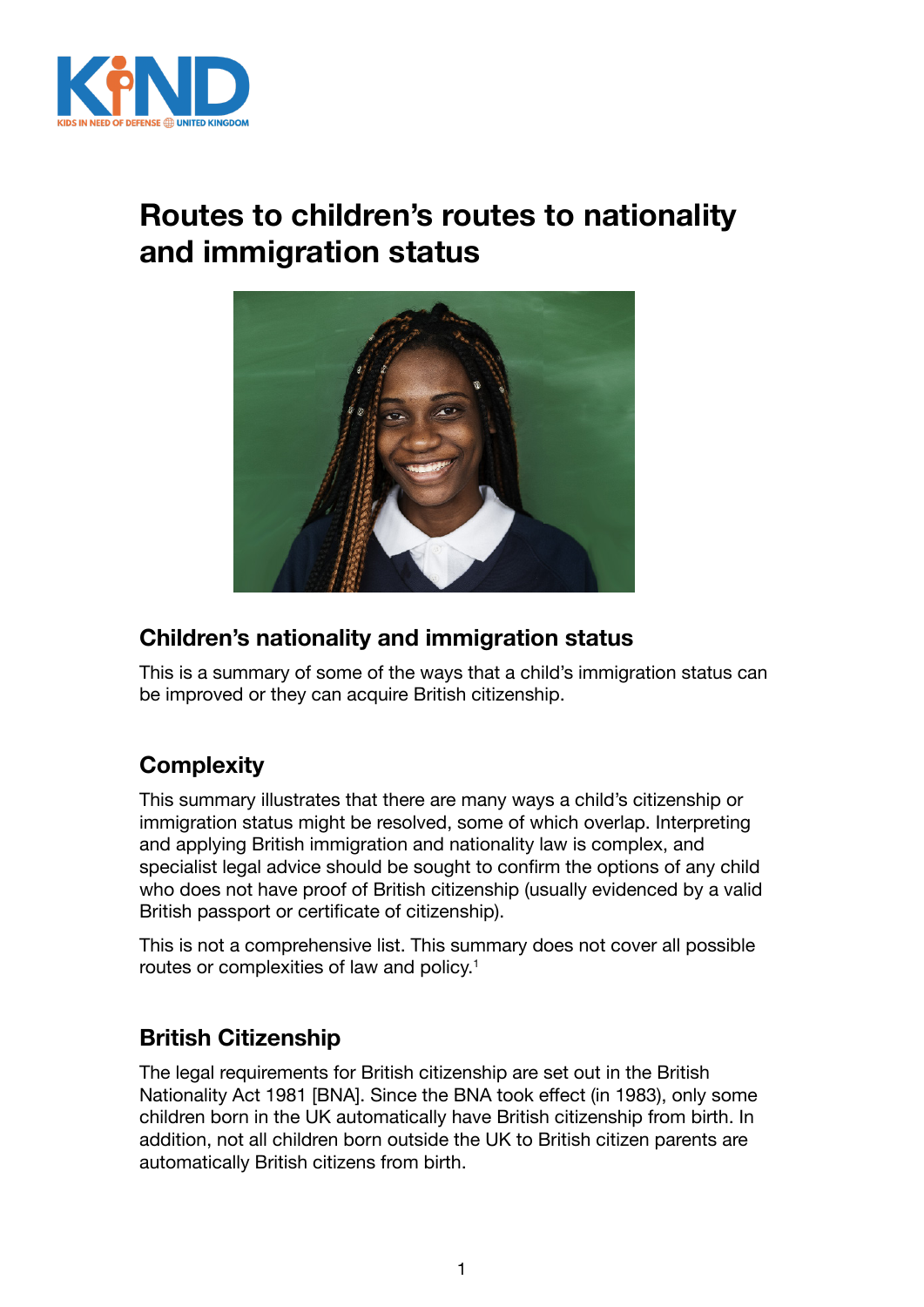# Routes to children's routes to nationality and immigration status

## Children's nationality and immigration status

This is a summary of some of the ways that a child's immigration status can be improved or they can acquire British citizenship.

## Complexity

This summary illustrates that there are many ways a child's citizenship or immigration status might be resolved, some of which overlap. Interpreting and applying British immigration and nationality law is complex, and specialist legal advice should be sought to confirm the options of any child who does not have proof of British citizenship (usually evidenced by a valid British passport or certificate of citizenship).

This is not a comprehensive list. This summary does not cover all possible routes or complexities of law and policy.[1]

## British Citizenship

The legal requirements for British citizenship are set out in the British Nationality Act 1981 [BNA]. Since the BNA took effect (in 1983), only some children born in the UK automatically have British citizenship from birth. In addition, not all children born outside the UK to British citizen parents are automatically British citizens from birth.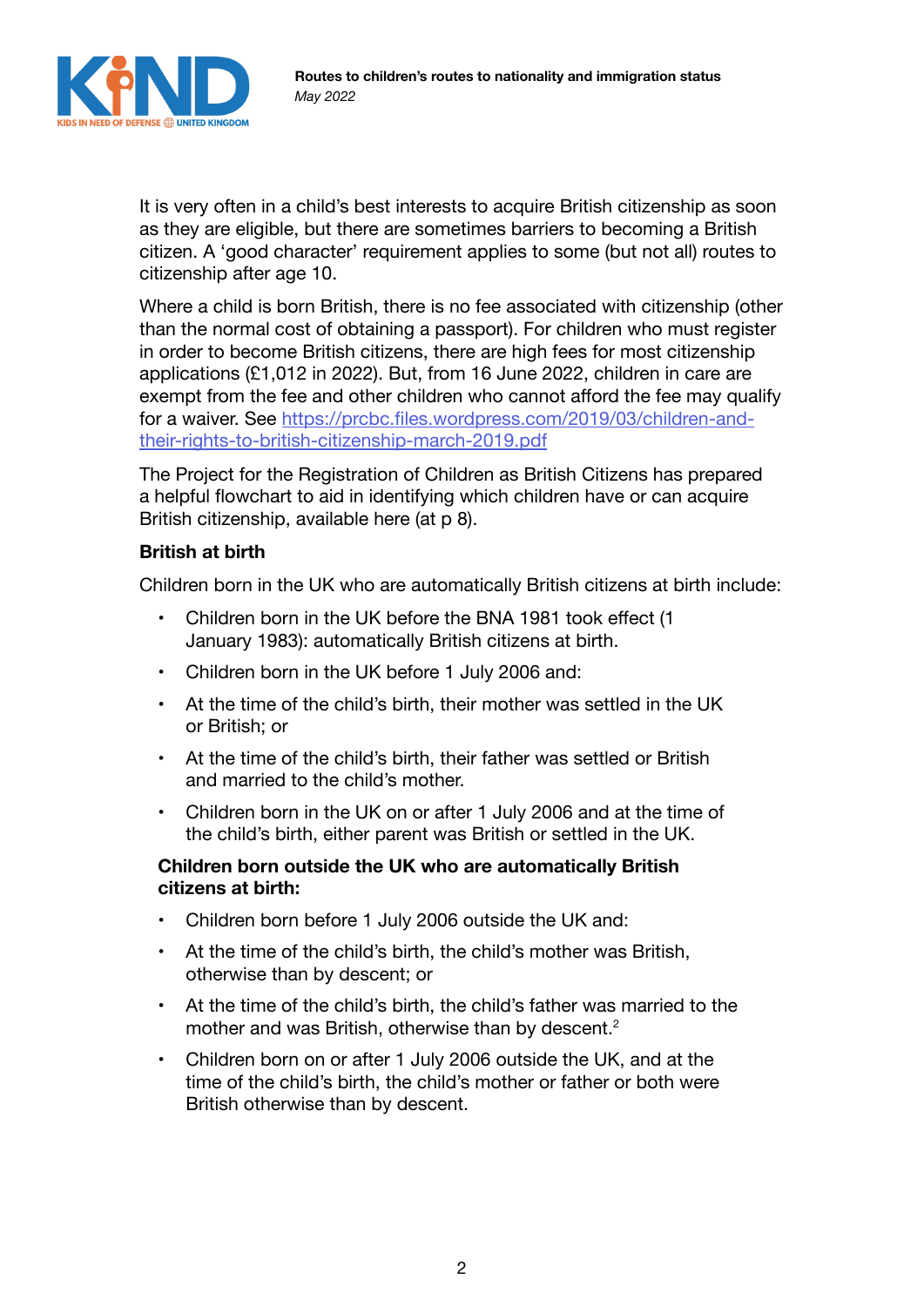It is very often in a child's best interests to acquire British citizenship as soon as they are eligible, but there are sometimes barriers to becoming a British citizen. A 'good character' requirement applies to some (but not all) routes to citizenship after age 10.

Where a child is born British, there is no fee associated with citizenship (other than the normal cost of obtaining a passport). For children who must register in order to become British citizens, there are high fees for most citizenship applications (£1,012 in 2022). But, from 16 June 2022, children in care are exempt from the fee and other children who cannot afford the fee may qualify for a waiver. See https://prcbc.files.wordpress.com/2019/03/children-and-their-rights-to-british-citizenship-march-2019.pdf

The Project for the Registration of Children as British Citizens has prepared a helpful flowchart to aid in identifying which children have or can acquire British citizenship, available here (at p 8).

**British at birth**

Children born in the UK who are automatically British citizens at birth include:

- Children born in the UK before the BNA 1981 took effect (1 January 1983): automatically British citizens at birth.
- Children born in the UK before 1 July 2006 and:
- At the time of the child's birth, their mother was settled in the UK or British; or
- At the time of the child's birth, their father was settled or British and married to the child's mother.
- Children born in the UK on or after 1 July 2006 and at the time of the child's birth, either parent was British or settled in the UK.

**Children born outside the UK who are automatically British citizens at birth:**

- Children born before 1 July 2006 outside the UK and:
- At the time of the child's birth, the child's mother was British, otherwise than by descent; or
- At the time of the child's birth, the child's father was married to the mother and was British, otherwise than by descent.[2]
- Children born on or after 1 July 2006 outside the UK, and at the time of the child's birth, the child's mother or father or both were British otherwise than by descent.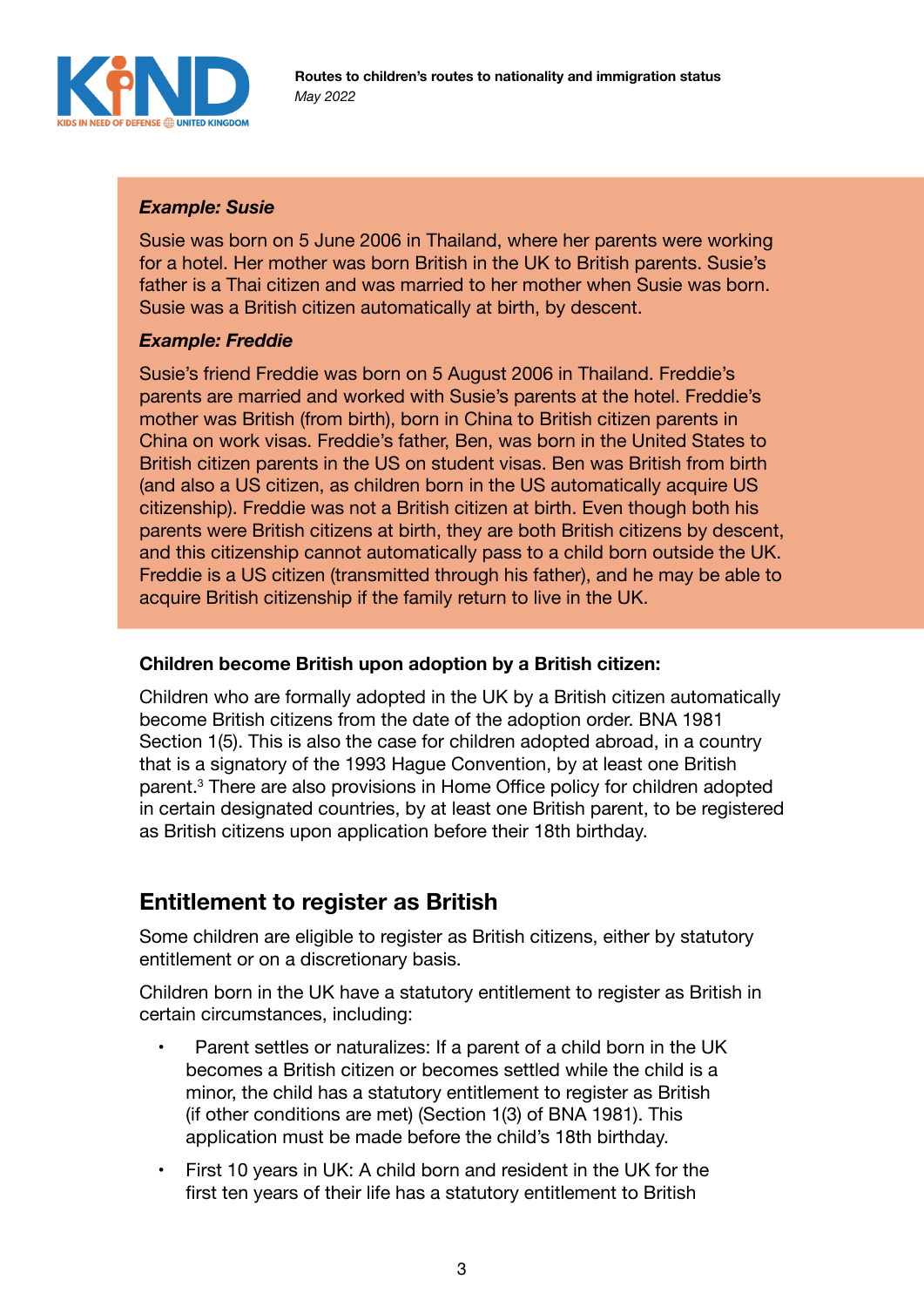***Example: Susie***

Susie was born on 5 June 2006 in Thailand, where her parents were working for a hotel. Her mother was born British in the UK to British parents. Susie's father is a Thai citizen and was married to her mother when Susie was born. Susie was a British citizen automatically at birth, by descent.

***Example: Freddie***

Susie's friend Freddie was born on 5 August 2006 in Thailand. Freddie's parents are married and worked with Susie's parents at the hotel. Freddie's mother was British (from birth), born in China to British citizen parents in China on work visas. Freddie's father, Ben, was born in the United States to British citizen parents in the US on student visas. Ben was British from birth (and also a US citizen, as children born in the US automatically acquire US citizenship). Freddie was not a British citizen at birth. Even though both his parents were British citizens at birth, they are both British citizens by descent, and this citizenship cannot automatically pass to a child born outside the UK. Freddie is a US citizen (transmitted through his father), and he may be able to acquire British citizenship if the family return to live in the UK.

**Children become British upon adoption by a British citizen:**

Children who are formally adopted in the UK by a British citizen automatically become British citizens from the date of the adoption order. BNA 1981 Section 1(5). This is also the case for children adopted abroad, in a country that is a signatory of the 1993 Hague Convention, by at least one British parent.[3] There are also provisions in Home Office policy for children adopted in certain designated countries, by at least one British parent, to be registered as British citizens upon application before their 18th birthday.

## Entitlement to register as British

Some children are eligible to register as British citizens, either by statutory entitlement or on a discretionary basis.

Children born in the UK have a statutory entitlement to register as British in certain circumstances, including:

- Parent settles or naturalizes: If a parent of a child born in the UK becomes a British citizen or becomes settled while the child is a minor, the child has a statutory entitlement to register as British (if other conditions are met) (Section 1(3) of BNA 1981). This application must be made before the child's 18th birthday.
- First 10 years in UK: A child born and resident in the UK for the first ten years of their life has a statutory entitlement to British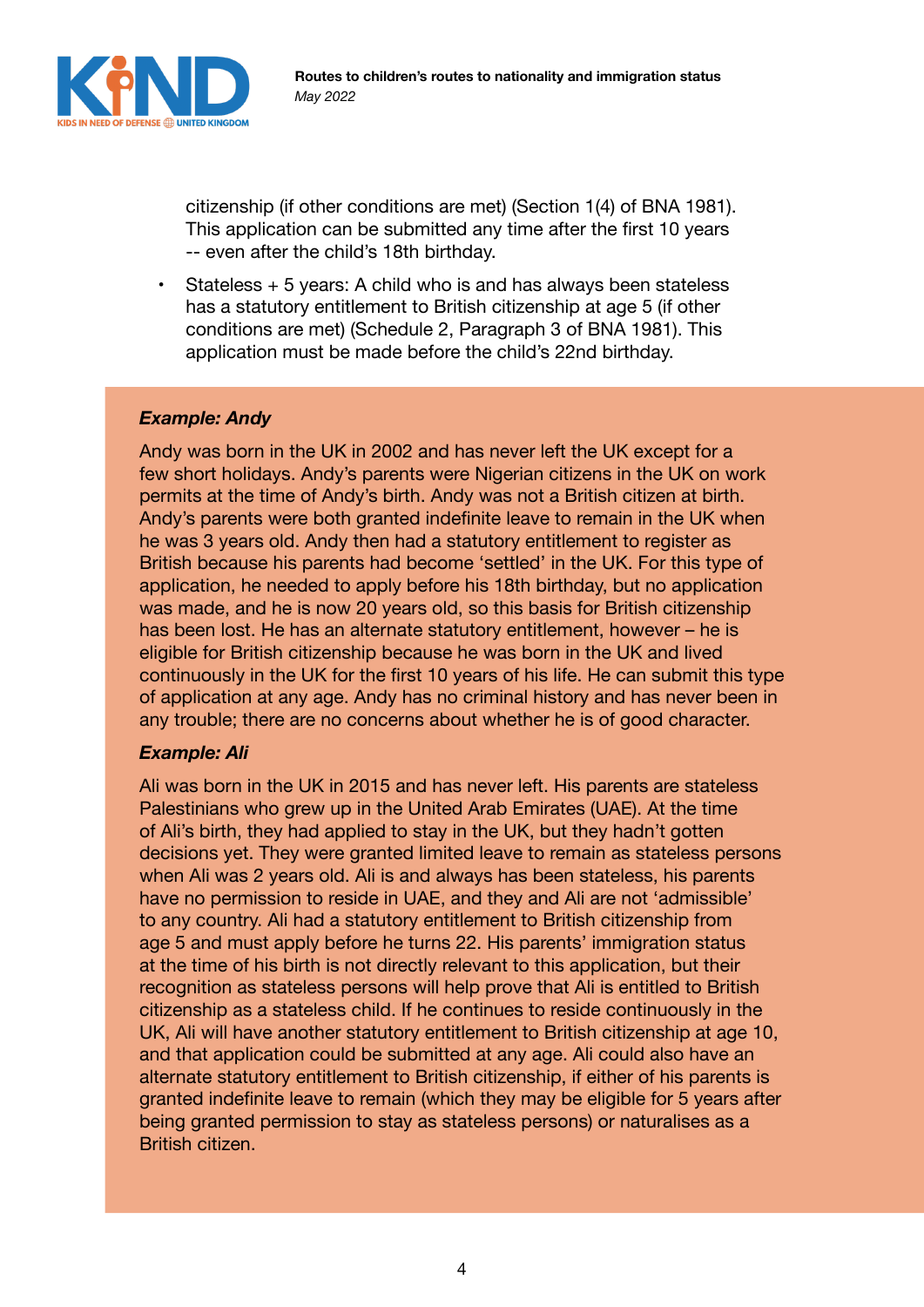citizenship (if other conditions are met) (Section 1(4) of BNA 1981). This application can be submitted any time after the first 10 years -- even after the child's 18th birthday.

- Stateless + 5 years: A child who is and has always been stateless has a statutory entitlement to British citizenship at age 5 (if other conditions are met) (Schedule 2, Paragraph 3 of BNA 1981). This application must be made before the child's 22nd birthday.

***Example: Andy***

Andy was born in the UK in 2002 and has never left the UK except for a few short holidays. Andy's parents were Nigerian citizens in the UK on work permits at the time of Andy's birth. Andy was not a British citizen at birth. Andy's parents were both granted indefinite leave to remain in the UK when he was 3 years old. Andy then had a statutory entitlement to register as British because his parents had become 'settled' in the UK. For this type of application, he needed to apply before his 18th birthday, but no application was made, and he is now 20 years old, so this basis for British citizenship has been lost. He has an alternate statutory entitlement, however – he is eligible for British citizenship because he was born in the UK and lived continuously in the UK for the first 10 years of his life. He can submit this type of application at any age. Andy has no criminal history and has never been in any trouble; there are no concerns about whether he is of good character.

***Example: Ali***

Ali was born in the UK in 2015 and has never left. His parents are stateless Palestinians who grew up in the United Arab Emirates (UAE). At the time of Ali's birth, they had applied to stay in the UK, but they hadn't gotten decisions yet. They were granted limited leave to remain as stateless persons when Ali was 2 years old. Ali is and always has been stateless, his parents have no permission to reside in UAE, and they and Ali are not 'admissible' to any country. Ali had a statutory entitlement to British citizenship from age 5 and must apply before he turns 22. His parents' immigration status at the time of his birth is not directly relevant to this application, but their recognition as stateless persons will help prove that Ali is entitled to British citizenship as a stateless child. If he continues to reside continuously in the UK, Ali will have another statutory entitlement to British citizenship at age 10, and that application could be submitted at any age. Ali could also have an alternate statutory entitlement to British citizenship, if either of his parents is granted indefinite leave to remain (which they may be eligible for 5 years after being granted permission to stay as stateless persons) or naturalises as a British citizen.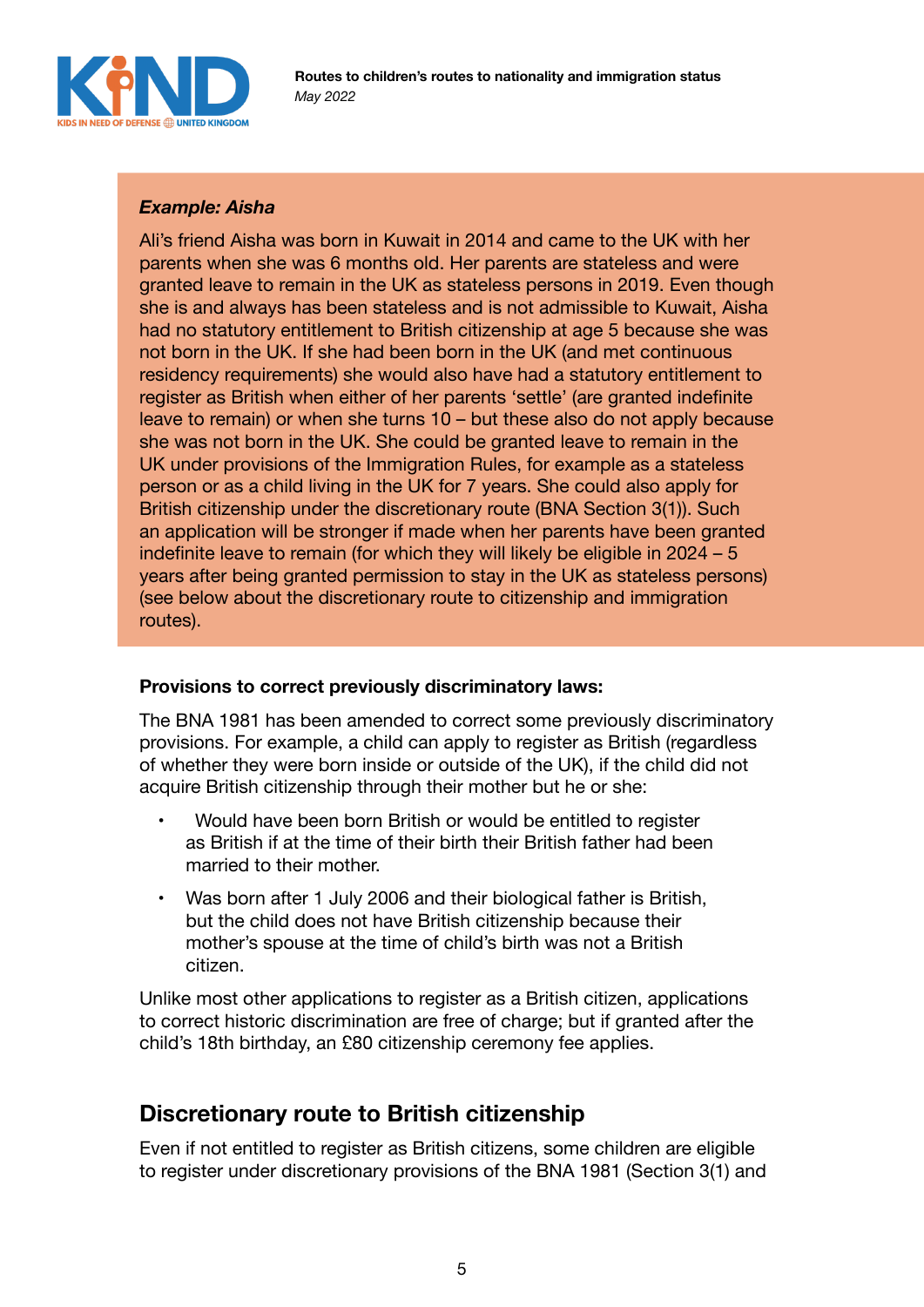***Example: Aisha***

Ali's friend Aisha was born in Kuwait in 2014 and came to the UK with her parents when she was 6 months old. Her parents are stateless and were granted leave to remain in the UK as stateless persons in 2019. Even though she is and always has been stateless and is not admissible to Kuwait, Aisha had no statutory entitlement to British citizenship at age 5 because she was not born in the UK. If she had been born in the UK (and met continuous residency requirements) she would also have had a statutory entitlement to register as British when either of her parents 'settle' (are granted indefinite leave to remain) or when she turns 10 – but these also do not apply because she was not born in the UK. She could be granted leave to remain in the UK under provisions of the Immigration Rules, for example as a stateless person or as a child living in the UK for 7 years. She could also apply for British citizenship under the discretionary route (BNA Section 3(1)). Such an application will be stronger if made when her parents have been granted indefinite leave to remain (for which they will likely be eligible in 2024 – 5 years after being granted permission to stay in the UK as stateless persons) (see below about the discretionary route to citizenship and immigration routes).

**Provisions to correct previously discriminatory laws:**

The BNA 1981 has been amended to correct some previously discriminatory provisions. For example, a child can apply to register as British (regardless of whether they were born inside or outside of the UK), if the child did not acquire British citizenship through their mother but he or she:

- Would have been born British or would be entitled to register as British if at the time of their birth their British father had been married to their mother.
- Was born after 1 July 2006 and their biological father is British, but the child does not have British citizenship because their mother's spouse at the time of child's birth was not a British citizen.

Unlike most other applications to register as a British citizen, applications to correct historic discrimination are free of charge; but if granted after the child's 18th birthday, an £80 citizenship ceremony fee applies.

## Discretionary route to British citizenship

Even if not entitled to register as British citizens, some children are eligible to register under discretionary provisions of the BNA 1981 (Section 3(1) and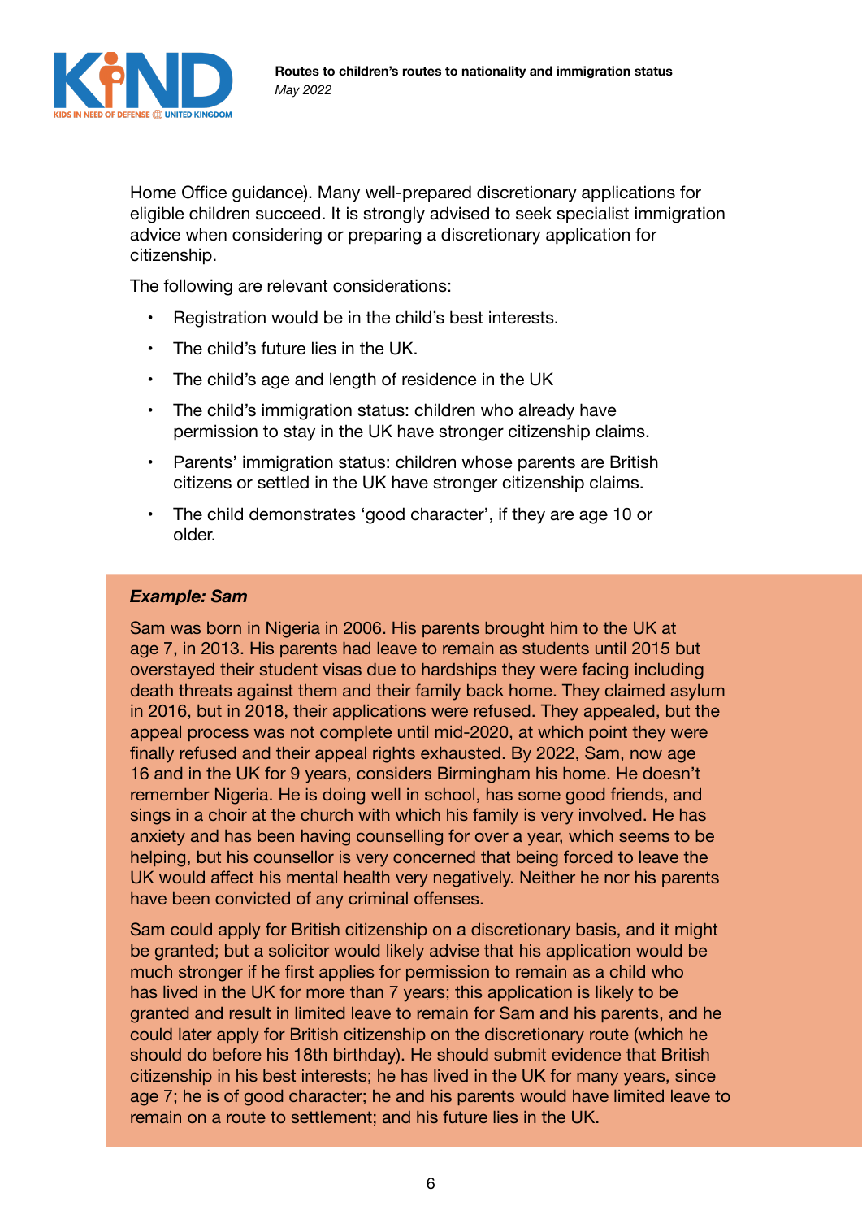Home Office guidance). Many well-prepared discretionary applications for eligible children succeed. It is strongly advised to seek specialist immigration advice when considering or preparing a discretionary application for citizenship.

The following are relevant considerations:

- Registration would be in the child's best interests.
- The child's future lies in the UK.
- The child's age and length of residence in the UK
- The child's immigration status: children who already have permission to stay in the UK have stronger citizenship claims.
- Parents' immigration status: children whose parents are British citizens or settled in the UK have stronger citizenship claims.
- The child demonstrates 'good character', if they are age 10 or older.

***Example: Sam***

Sam was born in Nigeria in 2006. His parents brought him to the UK at age 7, in 2013. His parents had leave to remain as students until 2015 but overstayed their student visas due to hardships they were facing including death threats against them and their family back home. They claimed asylum in 2016, but in 2018, their applications were refused. They appealed, but the appeal process was not complete until mid-2020, at which point they were finally refused and their appeal rights exhausted. By 2022, Sam, now age 16 and in the UK for 9 years, considers Birmingham his home. He doesn't remember Nigeria. He is doing well in school, has some good friends, and sings in a choir at the church with which his family is very involved. He has anxiety and has been having counselling for over a year, which seems to be helping, but his counsellor is very concerned that being forced to leave the UK would affect his mental health very negatively. Neither he nor his parents have been convicted of any criminal offenses.

Sam could apply for British citizenship on a discretionary basis, and it might be granted; but a solicitor would likely advise that his application would be much stronger if he first applies for permission to remain as a child who has lived in the UK for more than 7 years; this application is likely to be granted and result in limited leave to remain for Sam and his parents, and he could later apply for British citizenship on the discretionary route (which he should do before his 18th birthday). He should submit evidence that British citizenship in his best interests; he has lived in the UK for many years, since age 7; he is of good character; he and his parents would have limited leave to remain on a route to settlement; and his future lies in the UK.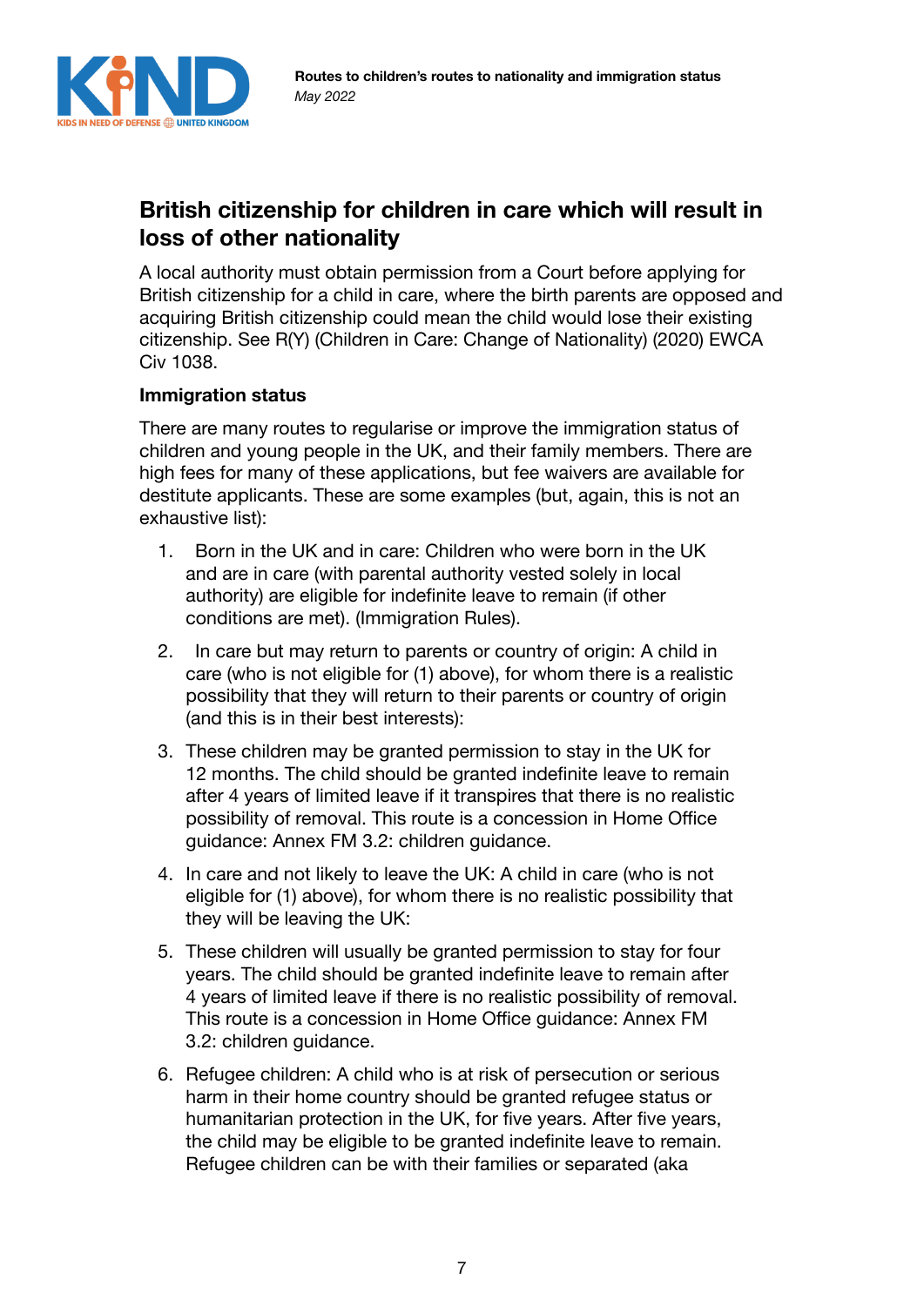## British citizenship for children in care which will result in loss of other nationality

A local authority must obtain permission from a Court before applying for British citizenship for a child in care, where the birth parents are opposed and acquiring British citizenship could mean the child would lose their existing citizenship. See R(Y) (Children in Care: Change of Nationality) (2020) EWCA Civ 1038.

### Immigration status

There are many routes to regularise or improve the immigration status of children and young people in the UK, and their family members. There are high fees for many of these applications, but fee waivers are available for destitute applicants. These are some examples (but, again, this is not an exhaustive list):

1. Born in the UK and in care: Children who were born in the UK and are in care (with parental authority vested solely in local authority) are eligible for indefinite leave to remain (if other conditions are met). (Immigration Rules).
2. In care but may return to parents or country of origin: A child in care (who is not eligible for (1) above), for whom there is a realistic possibility that they will return to their parents or country of origin (and this is in their best interests):
3. These children may be granted permission to stay in the UK for 12 months. The child should be granted indefinite leave to remain after 4 years of limited leave if it transpires that there is no realistic possibility of removal. This route is a concession in Home Office guidance: Annex FM 3.2: children guidance.
4. In care and not likely to leave the UK: A child in care (who is not eligible for (1) above), for whom there is no realistic possibility that they will be leaving the UK:
5. These children will usually be granted permission to stay for four years. The child should be granted indefinite leave to remain after 4 years of limited leave if there is no realistic possibility of removal. This route is a concession in Home Office guidance: Annex FM 3.2: children guidance.
6. Refugee children: A child who is at risk of persecution or serious harm in their home country should be granted refugee status or humanitarian protection in the UK, for five years. After five years, the child may be eligible to be granted indefinite leave to remain. Refugee children can be with their families or separated (aka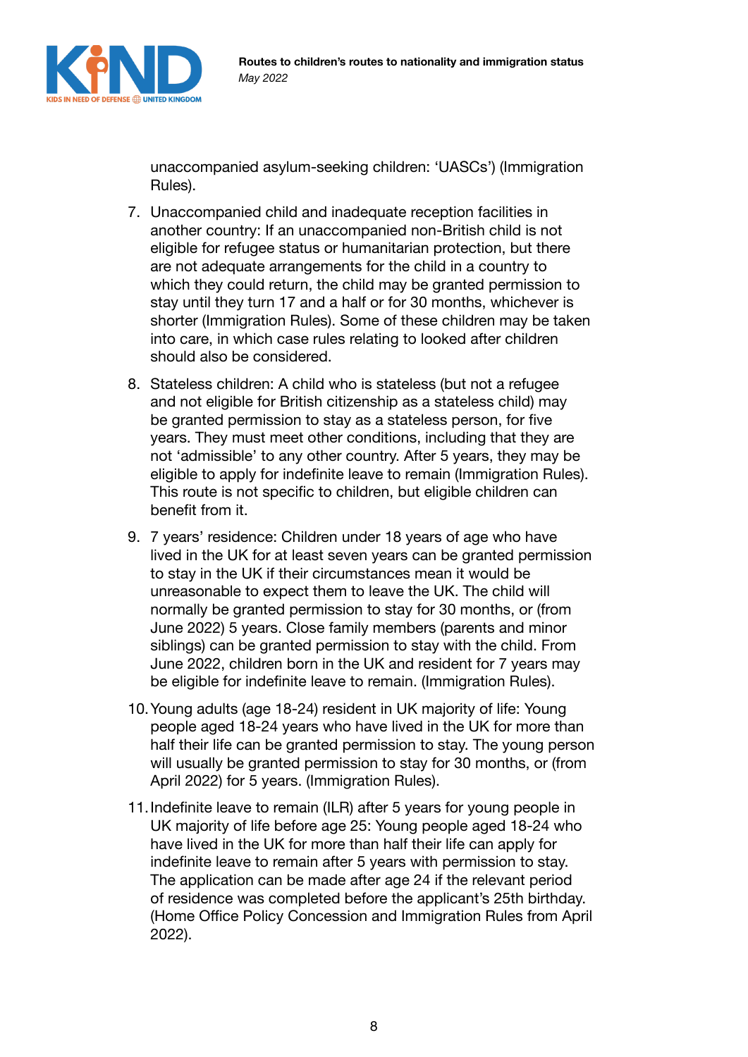unaccompanied asylum-seeking children: 'UASCs') (Immigration Rules).

7. Unaccompanied child and inadequate reception facilities in another country: If an unaccompanied non-British child is not eligible for refugee status or humanitarian protection, but there are not adequate arrangements for the child in a country to which they could return, the child may be granted permission to stay until they turn 17 and a half or for 30 months, whichever is shorter (Immigration Rules). Some of these children may be taken into care, in which case rules relating to looked after children should also be considered.
8. Stateless children: A child who is stateless (but not a refugee and not eligible for British citizenship as a stateless child) may be granted permission to stay as a stateless person, for five years. They must meet other conditions, including that they are not 'admissible' to any other country. After 5 years, they may be eligible to apply for indefinite leave to remain (Immigration Rules). This route is not specific to children, but eligible children can benefit from it.
9. 7 years' residence: Children under 18 years of age who have lived in the UK for at least seven years can be granted permission to stay in the UK if their circumstances mean it would be unreasonable to expect them to leave the UK. The child will normally be granted permission to stay for 30 months, or (from June 2022) 5 years. Close family members (parents and minor siblings) can be granted permission to stay with the child. From June 2022, children born in the UK and resident for 7 years may be eligible for indefinite leave to remain. (Immigration Rules).
10. Young adults (age 18-24) resident in UK majority of life: Young people aged 18-24 years who have lived in the UK for more than half their life can be granted permission to stay. The young person will usually be granted permission to stay for 30 months, or (from April 2022) for 5 years. (Immigration Rules).
11. Indefinite leave to remain (ILR) after 5 years for young people in UK majority of life before age 25: Young people aged 18-24 who have lived in the UK for more than half their life can apply for indefinite leave to remain after 5 years with permission to stay. The application can be made after age 24 if the relevant period of residence was completed before the applicant's 25th birthday. (Home Office Policy Concession and Immigration Rules from April 2022).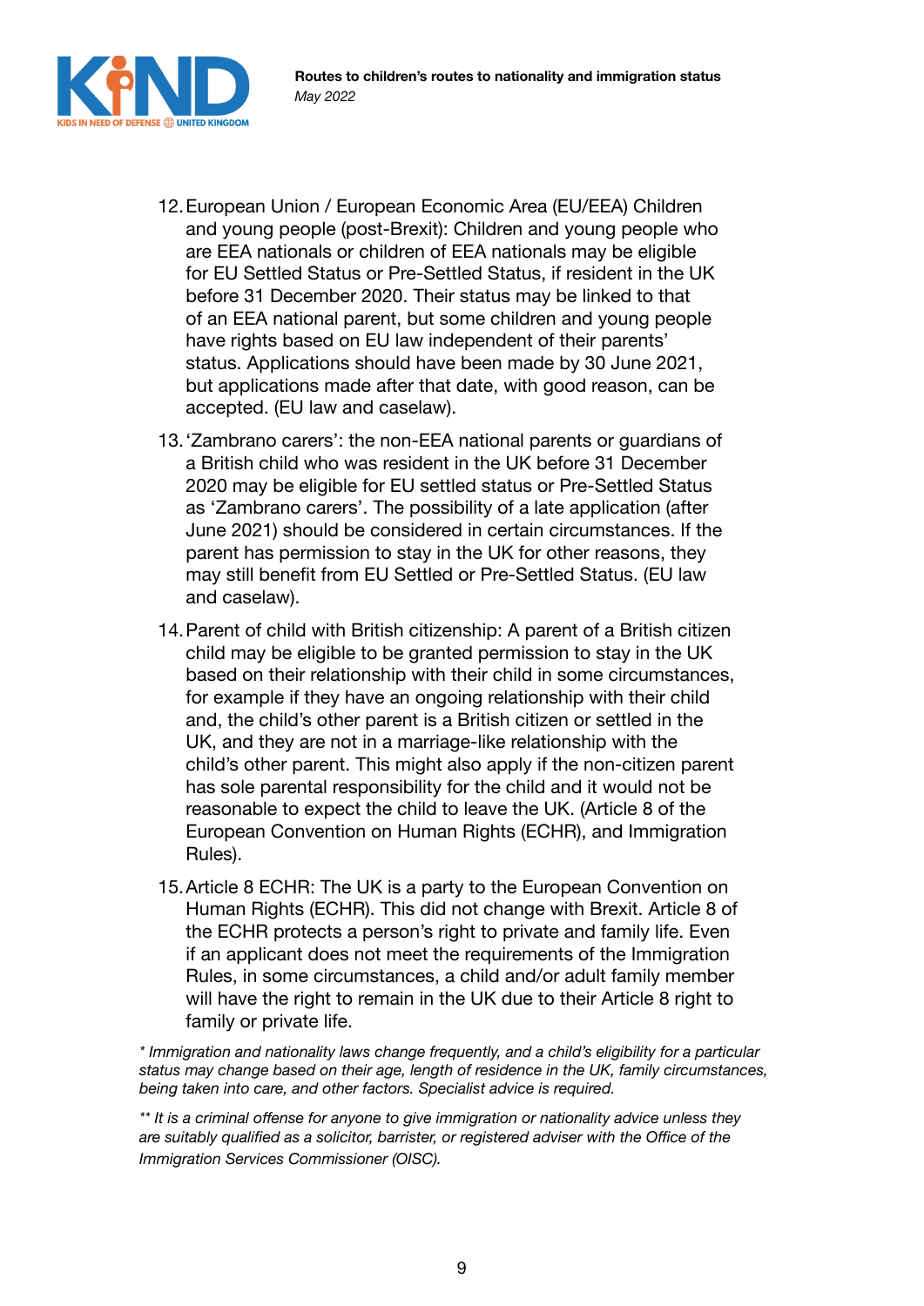12. European Union / European Economic Area (EU/EEA) Children and young people (post-Brexit): Children and young people who are EEA nationals or children of EEA nationals may be eligible for EU Settled Status or Pre-Settled Status, if resident in the UK before 31 December 2020. Their status may be linked to that of an EEA national parent, but some children and young people have rights based on EU law independent of their parents' status. Applications should have been made by 30 June 2021, but applications made after that date, with good reason, can be accepted. (EU law and caselaw).
13. 'Zambrano carers': the non-EEA national parents or guardians of a British child who was resident in the UK before 31 December 2020 may be eligible for EU settled status or Pre-Settled Status as 'Zambrano carers'. The possibility of a late application (after June 2021) should be considered in certain circumstances. If the parent has permission to stay in the UK for other reasons, they may still benefit from EU Settled or Pre-Settled Status. (EU law and caselaw).
14. Parent of child with British citizenship: A parent of a British citizen child may be eligible to be granted permission to stay in the UK based on their relationship with their child in some circumstances, for example if they have an ongoing relationship with their child and, the child's other parent is a British citizen or settled in the UK, and they are not in a marriage-like relationship with the child's other parent. This might also apply if the non-citizen parent has sole parental responsibility for the child and it would not be reasonable to expect the child to leave the UK. (Article 8 of the European Convention on Human Rights (ECHR), and Immigration Rules).
15. Article 8 ECHR: The UK is a party to the European Convention on Human Rights (ECHR). This did not change with Brexit. Article 8 of the ECHR protects a person's right to private and family life. Even if an applicant does not meet the requirements of the Immigration Rules, in some circumstances, a child and/or adult family member will have the right to remain in the UK due to their Article 8 right to family or private life.

*\* Immigration and nationality laws change frequently, and a child's eligibility for a particular status may change based on their age, length of residence in the UK, family circumstances, being taken into care, and other factors. Specialist advice is required.*

*\*\* It is a criminal offense for anyone to give immigration or nationality advice unless they are suitably qualified as a solicitor, barrister, or registered adviser with the Office of the Immigration Services Commissioner (OISC).*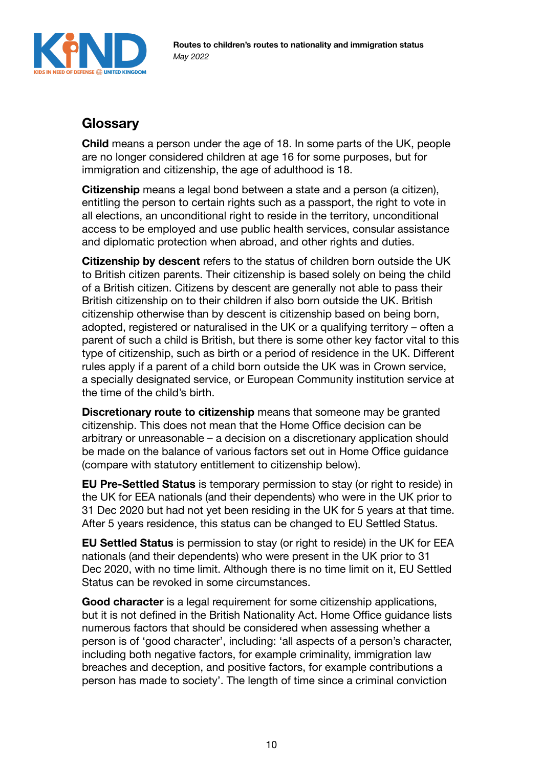## Glossary

**Child** means a person under the age of 18. In some parts of the UK, people are no longer considered children at age 16 for some purposes, but for immigration and citizenship, the age of adulthood is 18.

**Citizenship** means a legal bond between a state and a person (a citizen), entitling the person to certain rights such as a passport, the right to vote in all elections, an unconditional right to reside in the territory, unconditional access to be employed and use public health services, consular assistance and diplomatic protection when abroad, and other rights and duties.

**Citizenship by descent** refers to the status of children born outside the UK to British citizen parents. Their citizenship is based solely on being the child of a British citizen. Citizens by descent are generally not able to pass their British citizenship on to their children if also born outside the UK. British citizenship otherwise than by descent is citizenship based on being born, adopted, registered or naturalised in the UK or a qualifying territory – often a parent of such a child is British, but there is some other key factor vital to this type of citizenship, such as birth or a period of residence in the UK. Different rules apply if a parent of a child born outside the UK was in Crown service, a specially designated service, or European Community institution service at the time of the child's birth.

**Discretionary route to citizenship** means that someone may be granted citizenship. This does not mean that the Home Office decision can be arbitrary or unreasonable – a decision on a discretionary application should be made on the balance of various factors set out in Home Office guidance (compare with statutory entitlement to citizenship below).

**EU Pre-Settled Status** is temporary permission to stay (or right to reside) in the UK for EEA nationals (and their dependents) who were in the UK prior to 31 Dec 2020 but had not yet been residing in the UK for 5 years at that time. After 5 years residence, this status can be changed to EU Settled Status.

**EU Settled Status** is permission to stay (or right to reside) in the UK for EEA nationals (and their dependents) who were present in the UK prior to 31 Dec 2020, with no time limit. Although there is no time limit on it, EU Settled Status can be revoked in some circumstances.

**Good character** is a legal requirement for some citizenship applications, but it is not defined in the British Nationality Act. Home Office guidance lists numerous factors that should be considered when assessing whether a person is of 'good character', including: 'all aspects of a person's character, including both negative factors, for example criminality, immigration law breaches and deception, and positive factors, for example contributions a person has made to society'. The length of time since a criminal conviction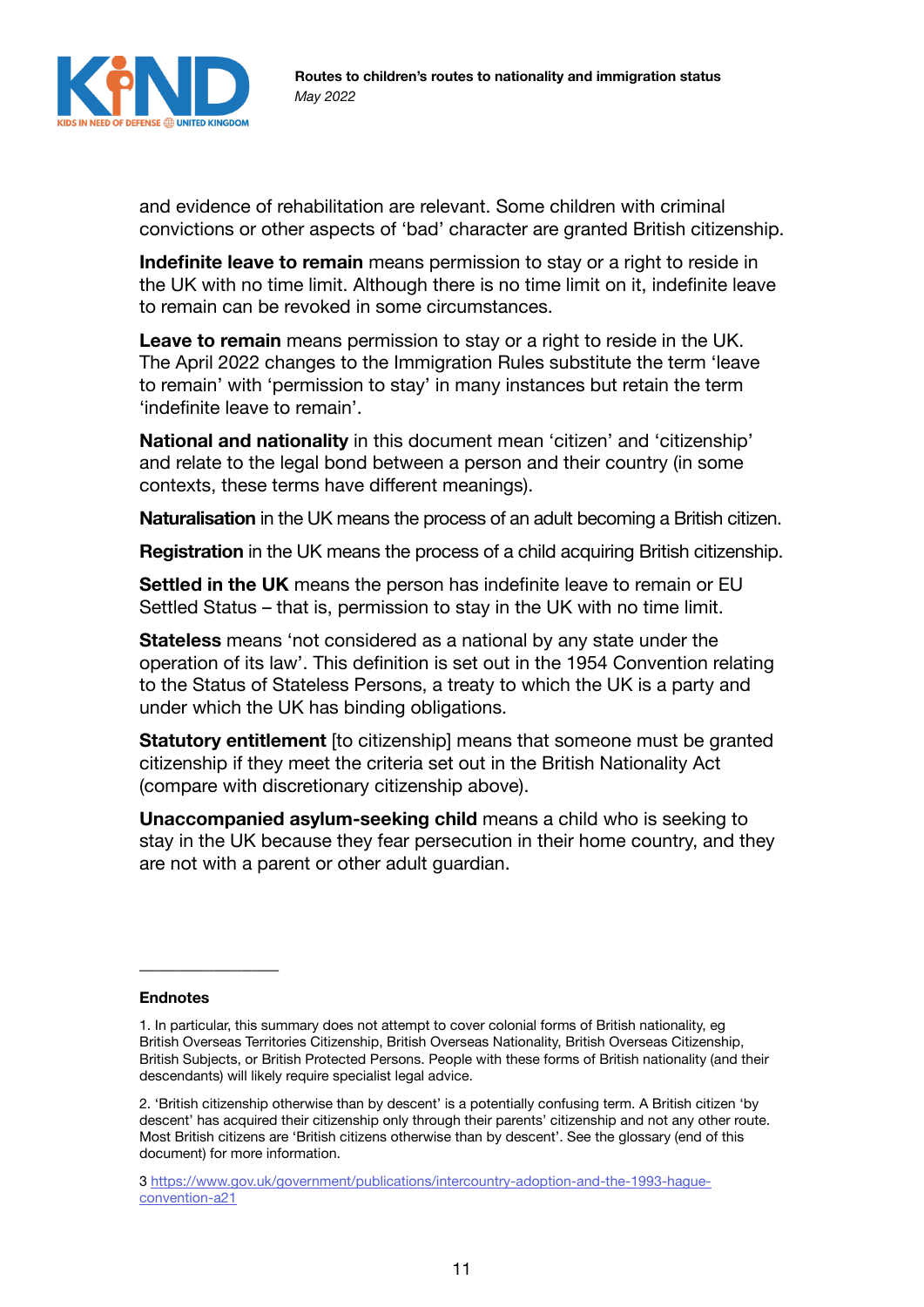and evidence of rehabilitation are relevant. Some children with criminal convictions or other aspects of 'bad' character are granted British citizenship.

**Indefinite leave to remain** means permission to stay or a right to reside in the UK with no time limit. Although there is no time limit on it, indefinite leave to remain can be revoked in some circumstances.

**Leave to remain** means permission to stay or a right to reside in the UK. The April 2022 changes to the Immigration Rules substitute the term 'leave to remain' with 'permission to stay' in many instances but retain the term 'indefinite leave to remain'.

**National and nationality** in this document mean 'citizen' and 'citizenship' and relate to the legal bond between a person and their country (in some contexts, these terms have different meanings).

**Naturalisation** in the UK means the process of an adult becoming a British citizen.

**Registration** in the UK means the process of a child acquiring British citizenship.

**Settled in the UK** means the person has indefinite leave to remain or EU Settled Status – that is, permission to stay in the UK with no time limit.

**Stateless** means 'not considered as a national by any state under the operation of its law'. This definition is set out in the 1954 Convention relating to the Status of Stateless Persons, a treaty to which the UK is a party and under which the UK has binding obligations.

**Statutory entitlement** [to citizenship] means that someone must be granted citizenship if they meet the criteria set out in the British Nationality Act (compare with discretionary citizenship above).

**Unaccompanied asylum-seeking child** means a child who is seeking to stay in the UK because they fear persecution in their home country, and they are not with a parent or other adult guardian.

---

**Endnotes**

1. In particular, this summary does not attempt to cover colonial forms of British nationality, eg British Overseas Territories Citizenship, British Overseas Nationality, British Overseas Citizenship, British Subjects, or British Protected Persons. People with these forms of British nationality (and their descendants) will likely require specialist legal advice.

2. 'British citizenship otherwise than by descent' is a potentially confusing term. A British citizen 'by descent' has acquired their citizenship only through their parents' citizenship and not any other route. Most British citizens are 'British citizens otherwise than by descent'. See the glossary (end of this document) for more information.

3 https://www.gov.uk/government/publications/intercountry-adoption-and-the-1993-hague-convention-a21